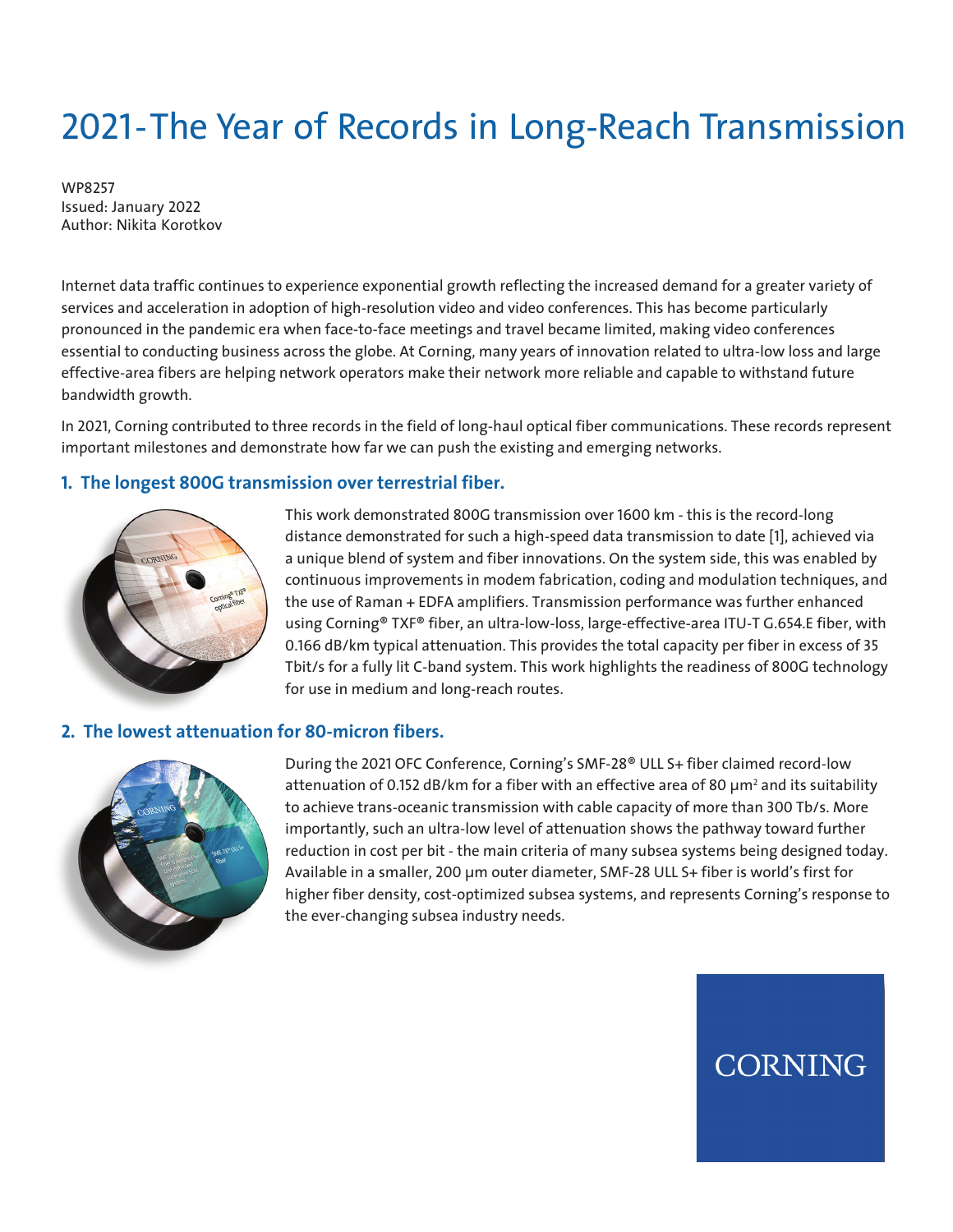# 2021-The Year of Records in Long-Reach Transmission

WP8257
Issued: January 2022
Author: Nikita Korotkov

Internet data traffic continues to experience exponential growth reflecting the increased demand for a greater variety of services and acceleration in adoption of high-resolution video and video conferences. This has become particularly pronounced in the pandemic era when face-to-face meetings and travel became limited, making video conferences essential to conducting business across the globe. At Corning, many years of innovation related to ultra-low loss and large effective-area fibers are helping network operators make their network more reliable and capable to withstand future bandwidth growth.

In 2021, Corning contributed to three records in the field of long-haul optical fiber communications. These records represent important milestones and demonstrate how far we can push the existing and emerging networks.

## 1. The longest 800G transmission over terrestrial fiber.

This work demonstrated 800G transmission over 1600 km - this is the record-long distance demonstrated for such a high-speed data transmission to date [1], achieved via a unique blend of system and fiber innovations. On the system side, this was enabled by continuous improvements in modem fabrication, coding and modulation techniques, and the use of Raman + EDFA amplifiers. Transmission performance was further enhanced using Corning® TXF® fiber, an ultra-low-loss, large-effective-area ITU-T G.654.E fiber, with 0.166 dB/km typical attenuation. This provides the total capacity per fiber in excess of 35 Tbit/s for a fully lit C-band system. This work highlights the readiness of 800G technology for use in medium and long-reach routes.

## 2. The lowest attenuation for 80-micron fibers.

During the 2021 OFC Conference, Corning's SMF-28® ULL S+ fiber claimed record-low attenuation of 0.152 dB/km for a fiber with an effective area of 80 μm² and its suitability to achieve trans-oceanic transmission with cable capacity of more than 300 Tb/s. More importantly, such an ultra-low level of attenuation shows the pathway toward further reduction in cost per bit - the main criteria of many subsea systems being designed today. Available in a smaller, 200 μm outer diameter, SMF-28 ULL S+ fiber is world's first for higher fiber density, cost-optimized subsea systems, and represents Corning's response to the ever-changing subsea industry needs.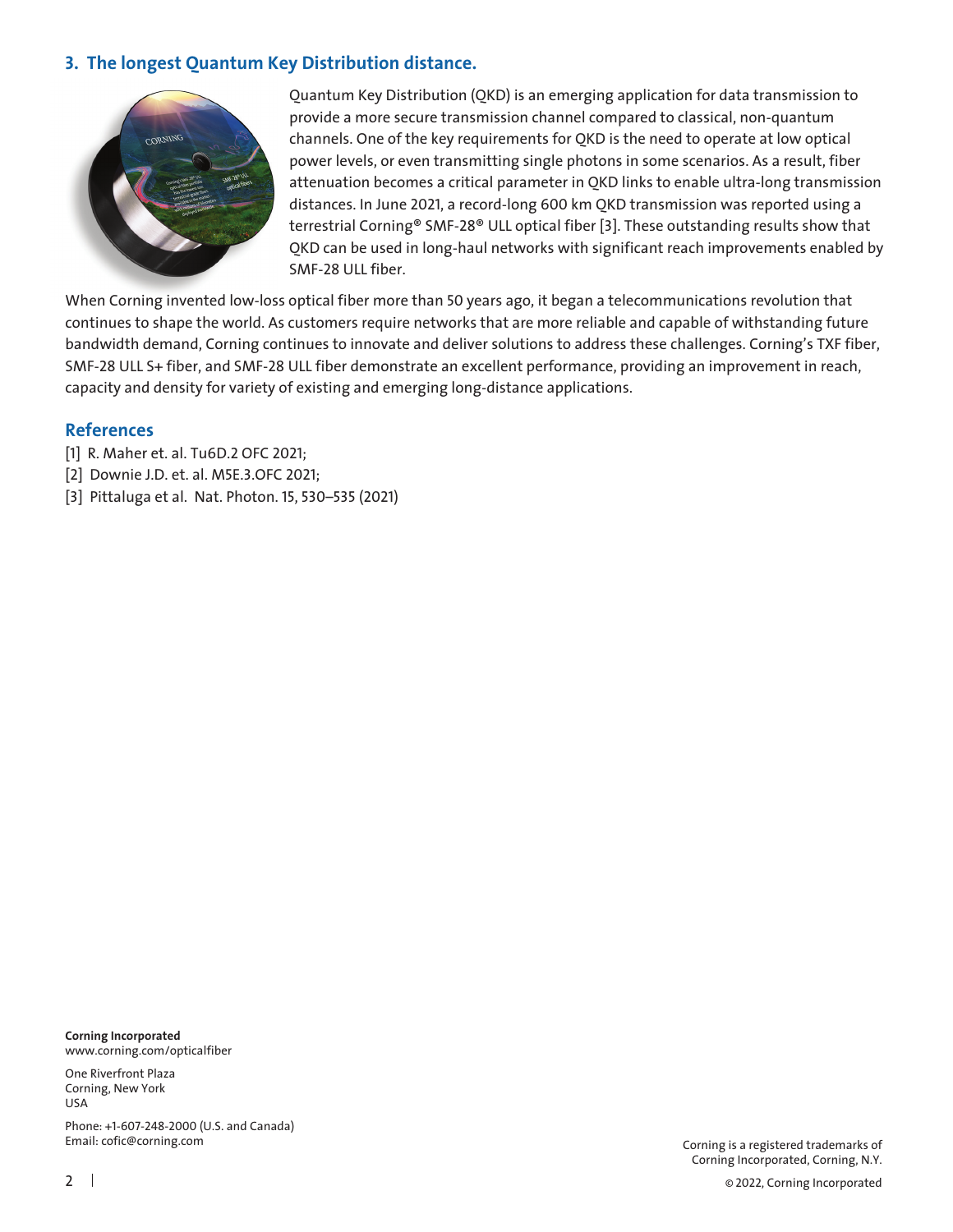## 3. The longest Quantum Key Distribution distance.

Quantum Key Distribution (QKD) is an emerging application for data transmission to provide a more secure transmission channel compared to classical, non-quantum channels. One of the key requirements for QKD is the need to operate at low optical power levels, or even transmitting single photons in some scenarios. As a result, fiber attenuation becomes a critical parameter in QKD links to enable ultra-long transmission distances. In June 2021, a record-long 600 km QKD transmission was reported using a terrestrial Corning® SMF-28® ULL optical fiber [3]. These outstanding results show that QKD can be used in long-haul networks with significant reach improvements enabled by SMF-28 ULL fiber.

When Corning invented low-loss optical fiber more than 50 years ago, it began a telecommunications revolution that continues to shape the world. As customers require networks that are more reliable and capable of withstanding future bandwidth demand, Corning continues to innovate and deliver solutions to address these challenges. Corning's TXF fiber, SMF-28 ULL S+ fiber, and SMF-28 ULL fiber demonstrate an excellent performance, providing an improvement in reach, capacity and density for variety of existing and emerging long-distance applications.

## References

[1] R. Maher et. al. Tu6D.2 OFC 2021;
[2] Downie J.D. et. al. M5E.3.OFC 2021;
[3] Pittaluga et al. Nat. Photon. 15, 530–535 (2021)

**Corning Incorporated**
www.corning.com/opticalfiber

One Riverfront Plaza
Corning, New York
USA

Phone: +1-607-248-2000 (U.S. and Canada)
Email: cofic@corning.com

Corning is a registered trademarks of Corning Incorporated, Corning, N.Y.

© 2022, Corning Incorporated